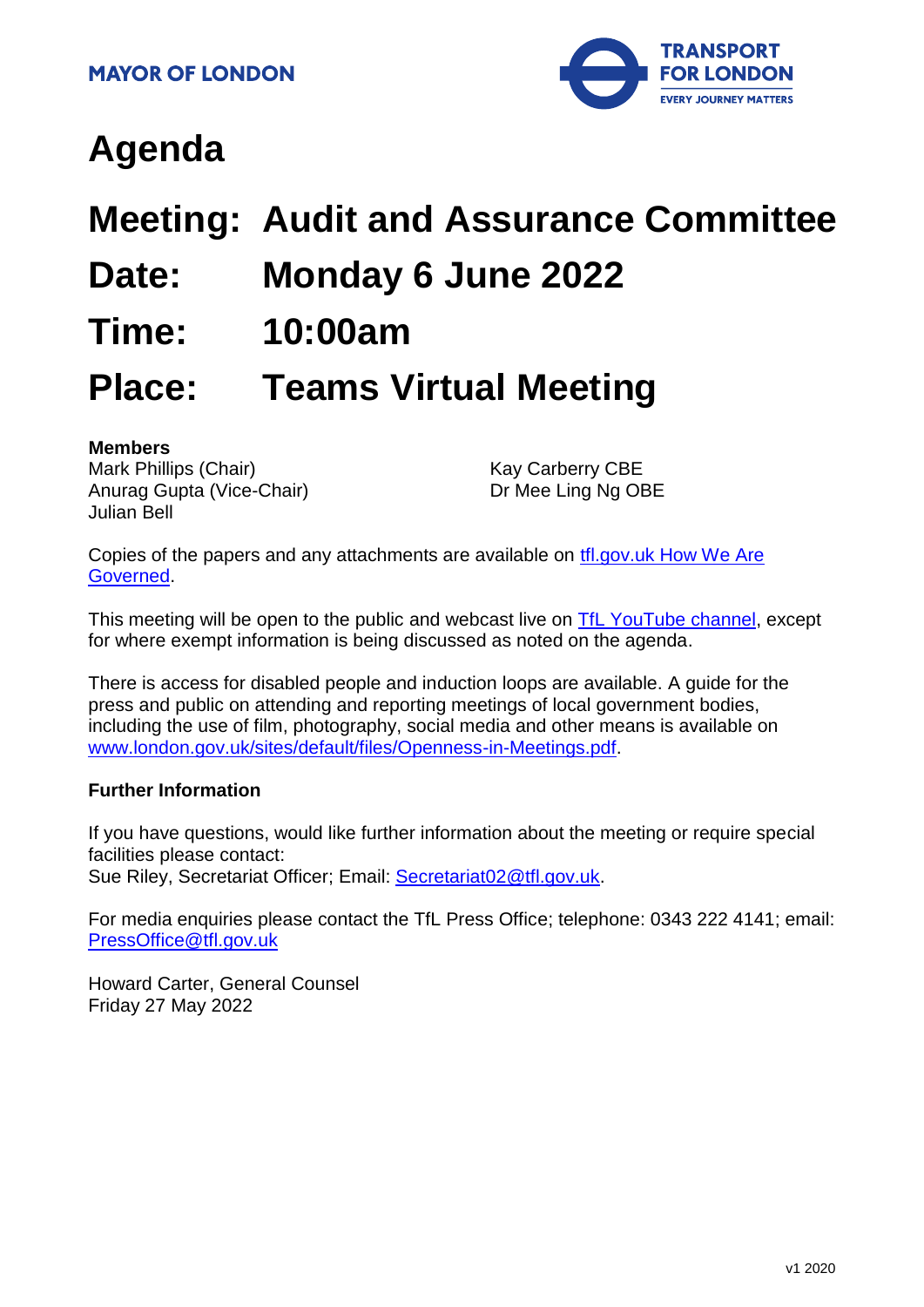MAYOR OF LONDON

TRANSPORT FOR LONDON
EVERY JOURNEY MATTERS

# Agenda

## Meeting: Audit and Assurance Committee

## Date: Monday 6 June 2022

## Time: 10:00am

## Place: Teams Virtual Meeting

**Members**

Mark Phillips (Chair)
Anurag Gupta (Vice-Chair)
Julian Bell
Kay Carberry CBE
Dr Mee Ling Ng OBE

Copies of the papers and any attachments are available on [tfl.gov.uk How We Are Governed](tfl.gov.uk How We Are Governed).

This meeting will be open to the public and webcast live on [TfL YouTube channel](TfL YouTube channel), except for where exempt information is being discussed as noted on the agenda.

There is access for disabled people and induction loops are available. A guide for the press and public on attending and reporting meetings of local government bodies, including the use of film, photography, social media and other means is available on www.london.gov.uk/sites/default/files/Openness-in-Meetings.pdf.

**Further Information**

If you have questions, would like further information about the meeting or require special facilities please contact:
Sue Riley, Secretariat Officer; Email: Secretariat02@tfl.gov.uk.

For media enquiries please contact the TfL Press Office; telephone: 0343 222 4141; email: PressOffice@tfl.gov.uk

Howard Carter, General Counsel
Friday 27 May 2022

v1 2020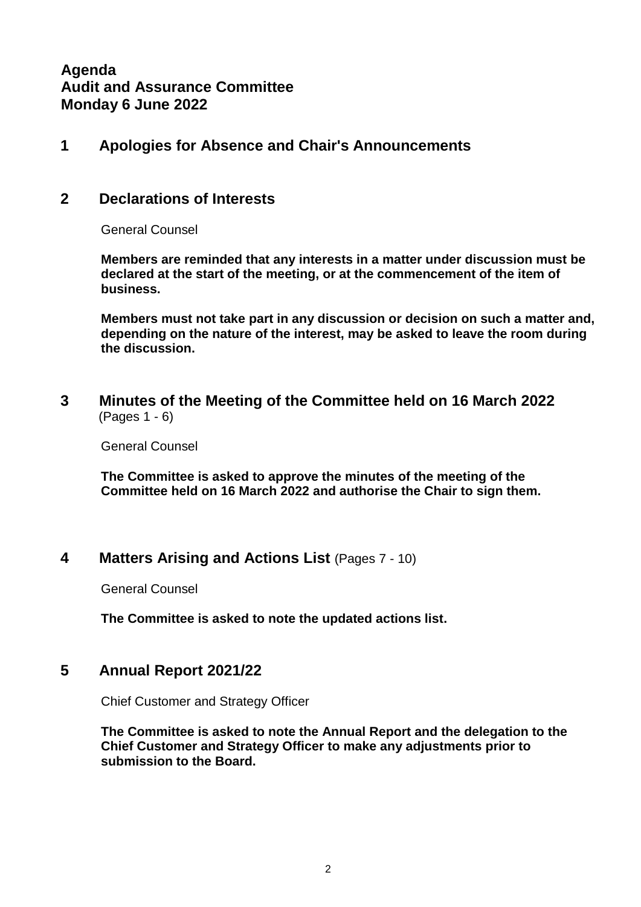**Agenda**
**Audit and Assurance Committee**
**Monday 6 June 2022**

## 1 Apologies for Absence and Chair's Announcements

## 2 Declarations of Interests

General Counsel

**Members are reminded that any interests in a matter under discussion must be declared at the start of the meeting, or at the commencement of the item of business.**

**Members must not take part in any discussion or decision on such a matter and, depending on the nature of the interest, may be asked to leave the room during the discussion.**

## 3 Minutes of the Meeting of the Committee held on 16 March 2022 (Pages 1 - 6)

General Counsel

**The Committee is asked to approve the minutes of the meeting of the Committee held on 16 March 2022 and authorise the Chair to sign them.**

## 4 Matters Arising and Actions List (Pages 7 - 10)

General Counsel

**The Committee is asked to note the updated actions list.**

## 5 Annual Report 2021/22

Chief Customer and Strategy Officer

**The Committee is asked to note the Annual Report and the delegation to the Chief Customer and Strategy Officer to make any adjustments prior to submission to the Board.**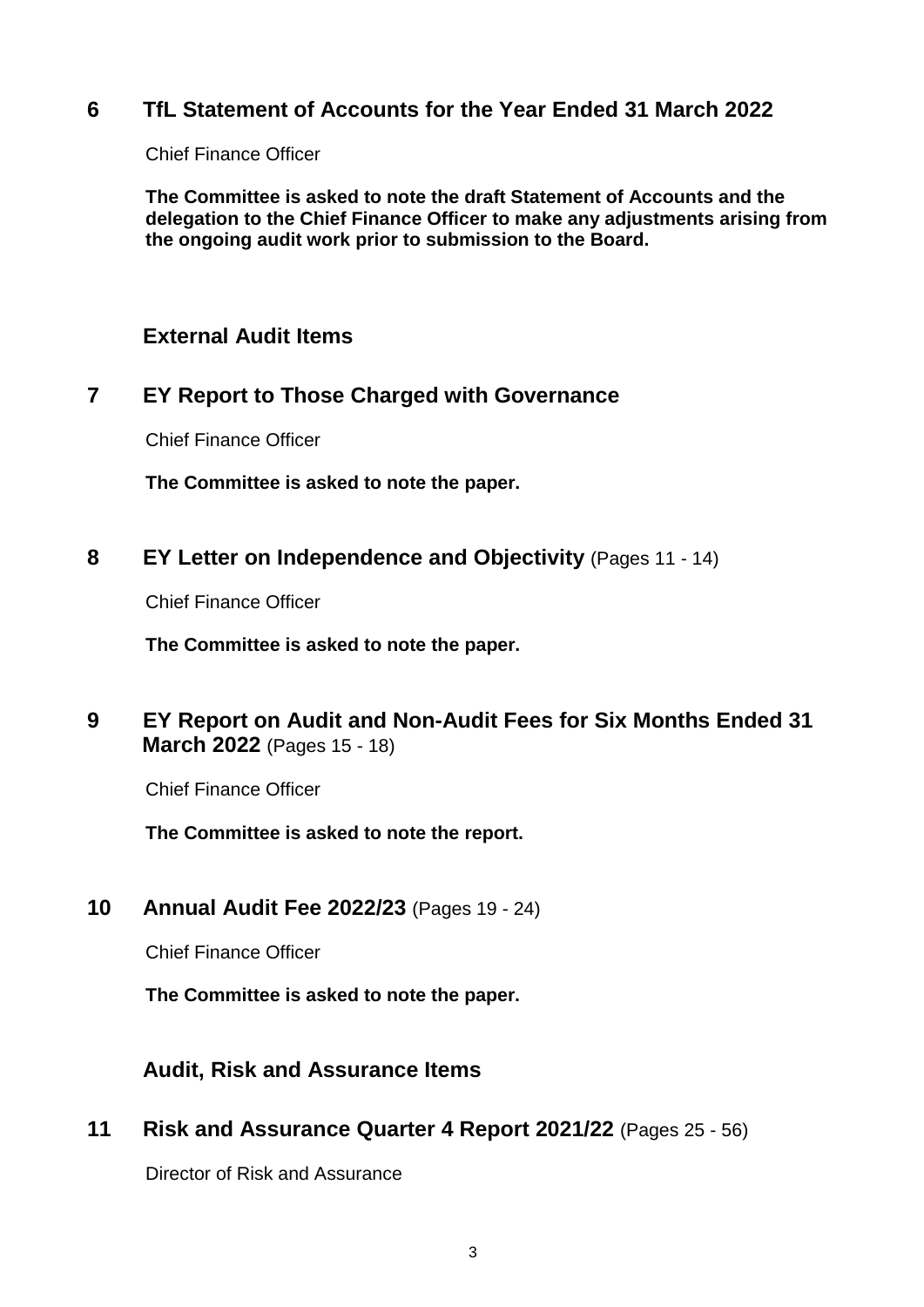## 6 TfL Statement of Accounts for the Year Ended 31 March 2022

Chief Finance Officer

**The Committee is asked to note the draft Statement of Accounts and the delegation to the Chief Finance Officer to make any adjustments arising from the ongoing audit work prior to submission to the Board.**

### External Audit Items

## 7 EY Report to Those Charged with Governance

Chief Finance Officer

**The Committee is asked to note the paper.**

## 8 EY Letter on Independence and Objectivity (Pages 11 - 14)

Chief Finance Officer

**The Committee is asked to note the paper.**

## 9 EY Report on Audit and Non-Audit Fees for Six Months Ended 31 March 2022 (Pages 15 - 18)

Chief Finance Officer

**The Committee is asked to note the report.**

## 10 Annual Audit Fee 2022/23 (Pages 19 - 24)

Chief Finance Officer

**The Committee is asked to note the paper.**

### Audit, Risk and Assurance Items

## 11 Risk and Assurance Quarter 4 Report 2021/22 (Pages 25 - 56)

Director of Risk and Assurance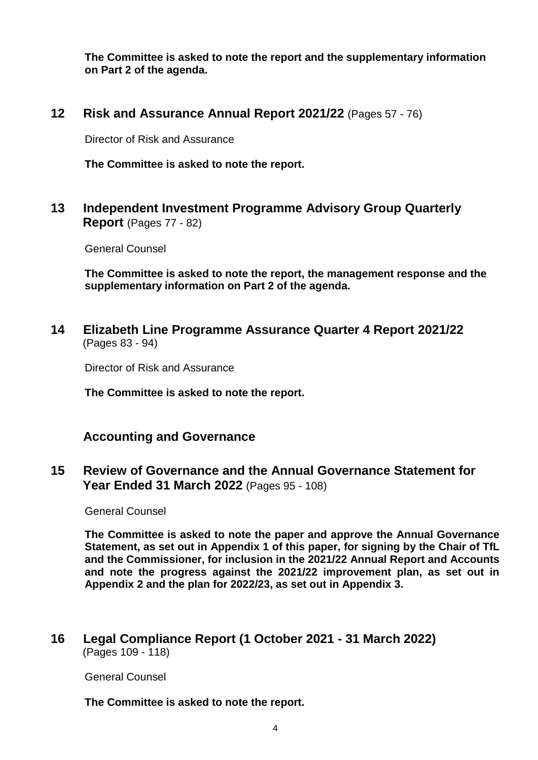**The Committee is asked to note the report and the supplementary information on Part 2 of the agenda.**

## 12 Risk and Assurance Annual Report 2021/22 (Pages 57 - 76)

Director of Risk and Assurance

**The Committee is asked to note the report.**

## 13 Independent Investment Programme Advisory Group Quarterly Report (Pages 77 - 82)

General Counsel

**The Committee is asked to note the report, the management response and the supplementary information on Part 2 of the agenda.**

## 14 Elizabeth Line Programme Assurance Quarter 4 Report 2021/22 (Pages 83 - 94)

Director of Risk and Assurance

**The Committee is asked to note the report.**

# Accounting and Governance

## 15 Review of Governance and the Annual Governance Statement for Year Ended 31 March 2022 (Pages 95 - 108)

General Counsel

**The Committee is asked to note the paper and approve the Annual Governance Statement, as set out in Appendix 1 of this paper, for signing by the Chair of TfL and the Commissioner, for inclusion in the 2021/22 Annual Report and Accounts and note the progress against the 2021/22 improvement plan, as set out in Appendix 2 and the plan for 2022/23, as set out in Appendix 3.**

## 16 Legal Compliance Report (1 October 2021 - 31 March 2022) (Pages 109 - 118)

General Counsel

**The Committee is asked to note the report.**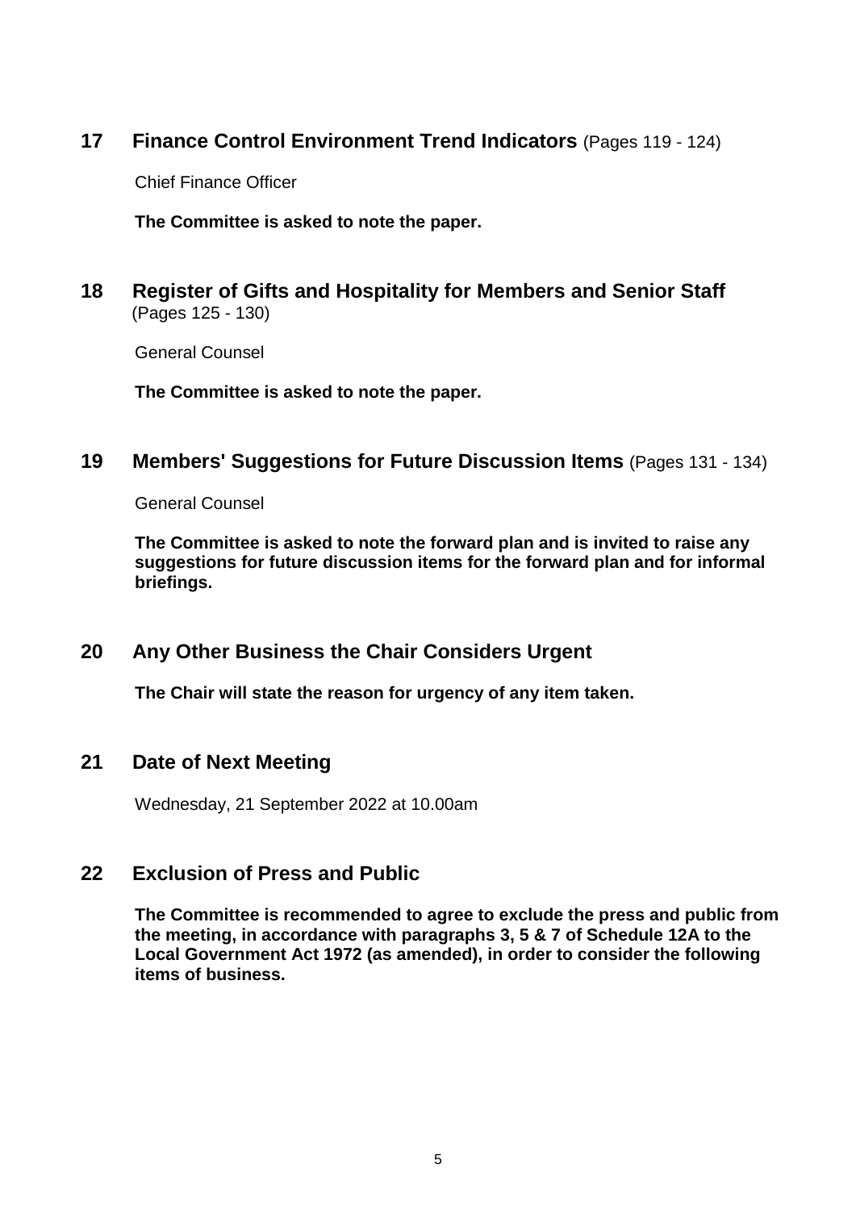## 17 Finance Control Environment Trend Indicators (Pages 119 - 124)

Chief Finance Officer

**The Committee is asked to note the paper.**

## 18 Register of Gifts and Hospitality for Members and Senior Staff (Pages 125 - 130)

General Counsel

**The Committee is asked to note the paper.**

## 19 Members' Suggestions for Future Discussion Items (Pages 131 - 134)

General Counsel

**The Committee is asked to note the forward plan and is invited to raise any suggestions for future discussion items for the forward plan and for informal briefings.**

## 20 Any Other Business the Chair Considers Urgent

**The Chair will state the reason for urgency of any item taken.**

## 21 Date of Next Meeting

Wednesday, 21 September 2022 at 10.00am

## 22 Exclusion of Press and Public

**The Committee is recommended to agree to exclude the press and public from the meeting, in accordance with paragraphs 3, 5 & 7 of Schedule 12A to the Local Government Act 1972 (as amended), in order to consider the following items of business.**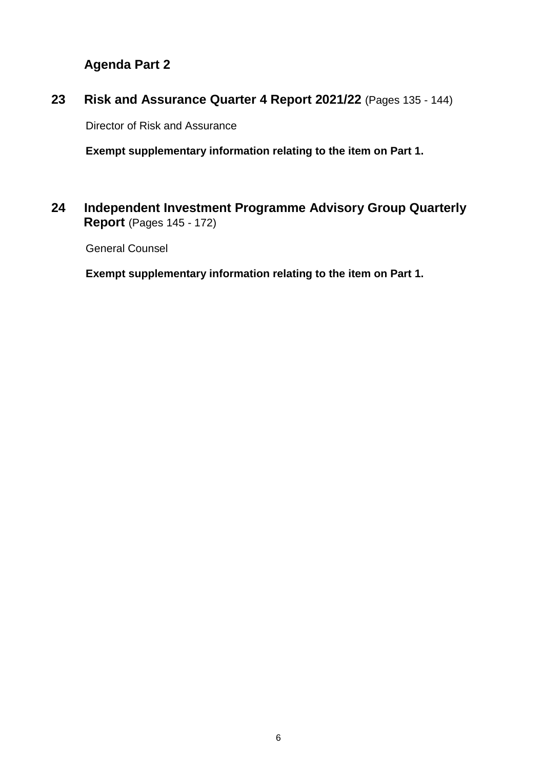## Agenda Part 2

### 23 Risk and Assurance Quarter 4 Report 2021/22 (Pages 135 - 144)

Director of Risk and Assurance

**Exempt supplementary information relating to the item on Part 1.**

### 24 Independent Investment Programme Advisory Group Quarterly Report (Pages 145 - 172)

General Counsel

**Exempt supplementary information relating to the item on Part 1.**